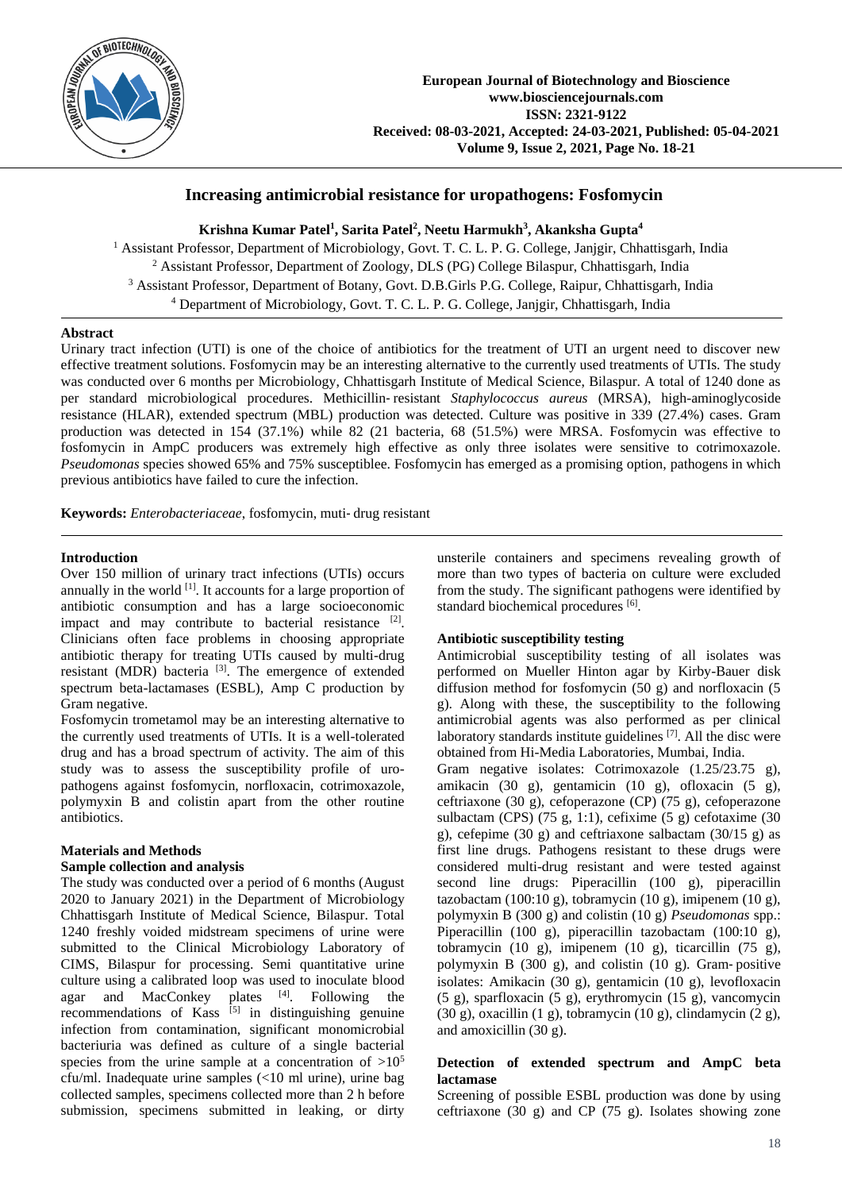# Increasing antimicrobial resistance for uropathogens: Fosfomycin

**Krishna Kumar Patel[1], Sarita Patel[2], Neetu Harmukh[3], Akanksha Gupta[4]**

[1] Assistant Professor, Department of Microbiology, Govt. T. C. L. P. G. College, Janjgir, Chhattisgarh, India
[2] Assistant Professor, Department of Zoology, DLS (PG) College Bilaspur, Chhattisgarh, India
[3] Assistant Professor, Department of Botany, Govt. D.B.Girls P.G. College, Raipur, Chhattisgarh, India
[4] Department of Microbiology, Govt. T. C. L. P. G. College, Janjgir, Chhattisgarh, India

## Abstract

Urinary tract infection (UTI) is one of the choice of antibiotics for the treatment of UTI an urgent need to discover new effective treatment solutions. Fosfomycin may be an interesting alternative to the currently used treatments of UTIs. The study was conducted over 6 months per Microbiology, Chhattisgarh Institute of Medical Science, Bilaspur. A total of 1240 done as per standard microbiological procedures. Methicillin‑resistant *Staphylococcus aureus* (MRSA), high-aminoglycoside resistance (HLAR), extended spectrum (MBL) production was detected. Culture was positive in 339 (27.4%) cases. Gram production was detected in 154 (37.1%) while 82 (21 bacteria, 68 (51.5%) were MRSA. Fosfomycin was effective to fosfomycin in AmpC producers was extremely high effective as only three isolates were sensitive to cotrimoxazole. *Pseudomonas* species showed 65% and 75% susceptible. Fosfomycin has emerged as a promising option, pathogens in which previous antibiotics have failed to cure the infection.

**Keywords:** *Enterobacteriaceae*, fosfomycin, muti‑drug resistant

## Introduction

Over 150 million of urinary tract infections (UTIs) occurs annually in the world [1]. It accounts for a large proportion of antibiotic consumption and has a large socioeconomic impact and may contribute to bacterial resistance [2]. Clinicians often face problems in choosing appropriate antibiotic therapy for treating UTIs caused by multi-drug resistant (MDR) bacteria [3]. The emergence of extended spectrum beta-lactamases (ESBL), Amp C production by Gram negative.

Fosfomycin trometamol may be an interesting alternative to the currently used treatments of UTIs. It is a well-tolerated drug and has a broad spectrum of activity. The aim of this study was to assess the susceptibility profile of uro-pathogens against fosfomycin, norfloxacin, cotrimoxazole, polymyxin B and colistin apart from the other routine antibiotics.

## Materials and Methods

### Sample collection and analysis

The study was conducted over a period of 6 months (August 2020 to January 2021) in the Department of Microbiology Chhattisgarh Institute of Medical Science, Bilaspur. Total 1240 freshly voided midstream specimens of urine were submitted to the Clinical Microbiology Laboratory of CIMS, Bilaspur for processing. Semi quantitative urine culture using a calibrated loop was used to inoculate blood agar and MacConkey plates [4]. Following the recommendations of Kass [5] in distinguishing genuine infection from contamination, significant monomicrobial bacteriuria was defined as culture of a single bacterial species from the urine sample at a concentration of $>10^5$ cfu/ml. Inadequate urine samples (<10 ml urine), urine bag collected samples, specimens collected more than 2 h before submission, specimens submitted in leaking, or dirty unsterile containers and specimens revealing growth of more than two types of bacteria on culture were excluded from the study. The significant pathogens were identified by standard biochemical procedures [6].

### Antibiotic susceptibility testing

Antimicrobial susceptibility testing of all isolates was performed on Mueller Hinton agar by Kirby-Bauer disk diffusion method for fosfomycin (50 g) and norfloxacin (5 g). Along with these, the susceptibility to the following antimicrobial agents was also performed as per clinical laboratory standards institute guidelines [7]. All the disc were obtained from Hi-Media Laboratories, Mumbai, India.

Gram negative isolates: Cotrimoxazole (1.25/23.75 g), amikacin (30 g), gentamicin (10 g), ofloxacin (5 g), ceftriaxone (30 g), cefoperazone (CP) (75 g), cefoperazone sulbactam (CPS) (75 g, 1:1), cefixime (5 g) cefotaxime (30 g), cefepime (30 g) and ceftriaxone salbactam (30/15 g) as first line drugs. Pathogens resistant to these drugs were considered multi-drug resistant and were tested against second line drugs: Piperacillin (100 g), piperacillin tazobactam (100:10 g), tobramycin (10 g), imipenem (10 g), polymyxin B (300 g) and colistin (10 g) *Pseudomonas* spp.: Piperacillin (100 g), piperacillin tazobactam (100:10 g), tobramycin (10 g), imipenem (10 g), ticarcillin (75 g), polymyxin B (300 g), and colistin (10 g). Gram‑positive isolates: Amikacin (30 g), gentamicin (10 g), levofloxacin (5 g), sparfloxacin (5 g), erythromycin (15 g), vancomycin (30 g), oxacillin (1 g), tobramycin (10 g), clindamycin (2 g), and amoxicillin (30 g).

### Detection of extended spectrum and AmpC beta lactamase

Screening of possible ESBL production was done by using ceftriaxone (30 g) and CP (75 g). Isolates showing zone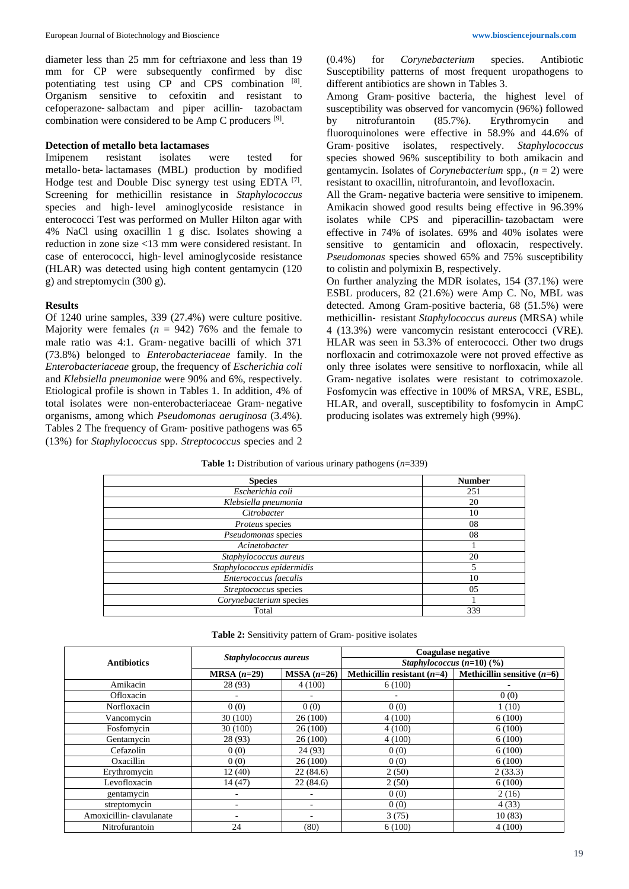diameter less than 25 mm for ceftriaxone and less than 19 mm for CP were subsequently confirmed by disc potentiating test using CP and CPS combination [8]. Organism sensitive to cefoxitin and resistant to cefoperazone‑ salbactam and piper acillin‑ tazobactam combination were considered to be Amp C producers [9].

### Detection of metallo beta lactamases

Imipenem resistant isolates were tested for metallo‑ beta‑ lactamases (MBL) production by modified Hodge test and Double Disc synergy test using EDTA [7]. Screening for methicillin resistance in *Staphylococcus* species and high‑ level aminoglycoside resistance in enterococci Test was performed on Muller Hilton agar with 4% NaCl using oxacillin 1 g disc. Isolates showing a reduction in zone size <13 mm were considered resistant. In case of enterococci, high‑ level aminoglycoside resistance (HLAR) was detected using high content gentamycin (120 g) and streptomycin (300 g).

### Results

Of 1240 urine samples, 339 (27.4%) were culture positive. Majority were females ($n$ = 942) 76% and the female to male ratio was 4:1. Gram‑ negative bacilli of which 371 (73.8%) belonged to *Enterobacteriaceae* family. In the *Enterobacteriaceae* group, the frequency of *Escherichia coli* and *Klebsiella pneumoniae* were 90% and 6%, respectively. Etiological profile is shown in Tables 1. In addition, 4% of total isolates were non-enterobacteriaceae Gram‑ negative organisms, among which *Pseudomonas aeruginosa* (3.4%). Tables 2 The frequency of Gram‑ positive pathogens was 65 (13%) for *Staphylococcus* spp. *Streptococcus* species and 2 (0.4%) for *Corynebacterium* species. Antibiotic Susceptibility patterns of most frequent uropathogens to different antibiotics are shown in Tables 3.

Among Gram‑ positive bacteria, the highest level of susceptibility was observed for vancomycin (96%) followed by nitrofurantoin (85.7%). Erythromycin and fluoroquinolones were effective in 58.9% and 44.6% of Gram‑ positive isolates, respectively. *Staphylococcus* species showed 96% susceptibility to both amikacin and gentamycin. Isolates of *Corynebacterium* spp., ($n$ = 2) were resistant to oxacillin, nitrofurantoin, and levofloxacin.

All the Gram‑ negative bacteria were sensitive to imipenem. Amikacin showed good results being effective in 96.39% isolates while CPS and piperacillin‑ tazobactam were effective in 74% of isolates. 69% and 40% isolates were sensitive to gentamicin and ofloxacin, respectively. *Pseudomonas* species showed 65% and 75% susceptibility to colistin and polymixin B, respectively.

On further analyzing the MDR isolates, 154 (37.1%) were ESBL producers, 82 (21.6%) were Amp C. No, MBL was detected. Among Gram-positive bacteria, 68 (51.5%) were methicillin‑ resistant *Staphylococcus aureus* (MRSA) while 4 (13.3%) were vancomycin resistant enterococci (VRE). HLAR was seen in 53.3% of enterococci. Other two drugs norfloxacin and cotrimoxazole were not proved effective as only three isolates were sensitive to norfloxacin, while all Gram‑ negative isolates were resistant to cotrimoxazole. Fosfomycin was effective in 100% of MRSA, VRE, ESBL, HLAR, and overall, susceptibility to fosfomycin in AmpC producing isolates was extremely high (99%).

**Table 1:** Distribution of various urinary pathogens ($n$=339)

| Species | Number |
|---|---|
| *Escherichia coli* | 251 |
| *Klebsiella pneumonia* | 20 |
| *Citrobacter* | 10 |
| *Proteus* species | 08 |
| *Pseudomonas* species | 08 |
| *Acinetobacter* | 1 |
| *Staphylococcus aureus* | 20 |
| *Staphylococcus epidermidis* | 5 |
| *Enterococcus faecalis* | 10 |
| *Streptococcus* species | 05 |
| *Corynebacterium* species | 1 |
| Total | 339 |

**Table 2:** Sensitivity pattern of Gram‑ positive isolates

| Antibiotics | *Staphylococcus aureus* | | Coagulase negative *Staphylococcus* ($n$=10) (%) | |
|---|---|---|---|---|
| | **MRSA ($n$=29)** | **MSSA ($n$=26)** | **Methicillin resistant ($n$=4)** | **Methicillin sensitive ($n$=6)** |
| Amikacin | 28 (93) | 4 (100) | 6 (100) | - |
| Ofloxacin | - | - | - | 0 (0) |
| Norfloxacin | 0 (0) | 0 (0) | 0 (0) | 1 (10) |
| Vancomycin | 30 (100) | 26 (100) | 4 (100) | 6 (100) |
| Fosfomycin | 30 (100) | 26 (100) | 4 (100) | 6 (100) |
| Gentamycin | 28 (93) | 26 (100) | 4 (100) | 6 (100) |
| Cefazolin | 0 (0) | 24 (93) | 0 (0) | 6 (100) |
| Oxacillin | 0 (0) | 26 (100) | 0 (0) | 6 (100) |
| Erythromycin | 12 (40) | 22 (84.6) | 2 (50) | 2 (33.3) |
| Levofloxacin | 14 (47) | 22 (84.6) | 2 (50) | 6 (100) |
| gentamycin | - | - | 0 (0) | 2 (16) |
| streptomycin | - | - | 0 (0) | 4 (33) |
| Amoxicillin‑ clavulanate | - | - | 3 (75) | 10 (83) |
| Nitrofurantoin | 24 | (80) | 6 (100) | 4 (100) |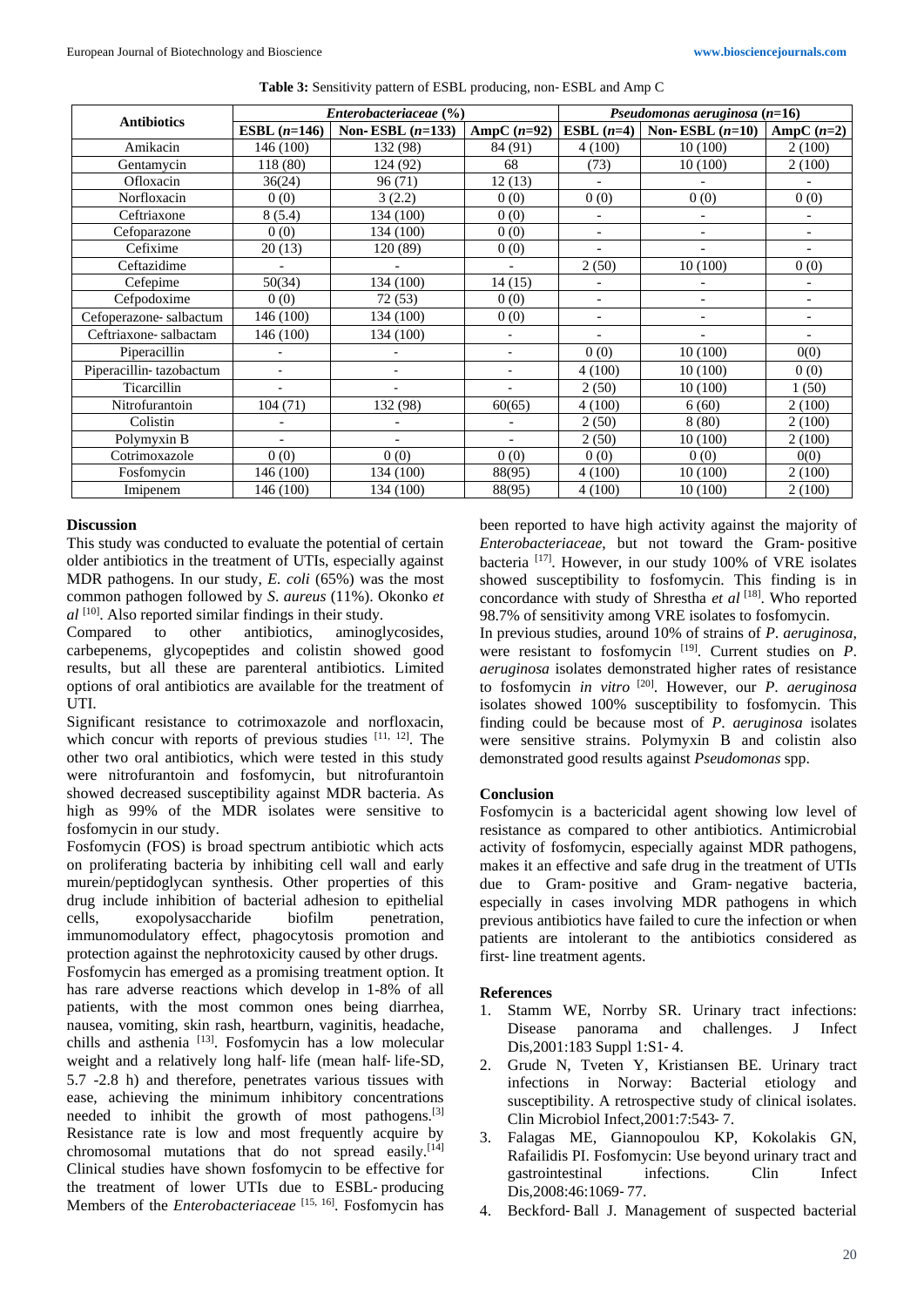**Table 3:** Sensitivity pattern of ESBL producing, non- ESBL and Amp C

| Antibiotics | *Enterobacteriaceae* (%) | | | *Pseudomonas aeruginosa* (*n*=16) | | |
|---|---|---|---|---|---|---|
| | **ESBL (*n*=146)** | **Non- ESBL (*n*=133)** | **AmpC (*n*=92)** | **ESBL (*n*=4)** | **Non- ESBL (*n*=10)** | **AmpC (*n*=2)** |
| Amikacin | 146 (100) | 132 (98) | 84 (91) | 4 (100) | 10 (100) | 2 (100) |
| Gentamycin | 118 (80) | 124 (92) | 68 | (73) | 10 (100) | 2 (100) |
| Ofloxacin | 36(24) | 96 (71) | 12 (13) | - | - | - |
| Norfloxacin | 0 (0) | 3 (2.2) | 0 (0) | 0 (0) | 0 (0) | 0 (0) |
| Ceftriaxone | 8 (5.4) | 134 (100) | 0 (0) | - | - | - |
| Cefoparazone | 0 (0) | 134 (100) | 0 (0) | - | - | - |
| Cefixime | 20 (13) | 120 (89) | 0 (0) | - | - | - |
| Ceftazidime | - | - | - | 2 (50) | 10 (100) | 0 (0) |
| Cefepime | 50(34) | 134 (100) | 14 (15) | - | - | - |
| Cefpodoxime | 0 (0) | 72 (53) | 0 (0) | - | - | - |
| Cefoperazone- salbactum | 146 (100) | 134 (100) | 0 (0) | - | - | - |
| Ceftriaxone- salbactam | 146 (100) | 134 (100) | - | - | - | - |
| Piperacillin | - | - | - | 0 (0) | 10 (100) | 0(0) |
| Piperacillin- tazobactum | - | - | - | 4 (100) | 10 (100) | 0 (0) |
| Ticarcillin | - | - | - | 2 (50) | 10 (100) | 1 (50) |
| Nitrofurantoin | 104 (71) | 132 (98) | 60(65) | 4 (100) | 6 (60) | 2 (100) |
| Colistin | - | - | - | 2 (50) | 8 (80) | 2 (100) |
| Polymyxin B | - | - | - | 2 (50) | 10 (100) | 2 (100) |
| Cotrimoxazole | 0 (0) | 0 (0) | 0 (0) | 0 (0) | 0 (0) | 0(0) |
| Fosfomycin | 146 (100) | 134 (100) | 88(95) | 4 (100) | 10 (100) | 2 (100) |
| Imipenem | 146 (100) | 134 (100) | 88(95) | 4 (100) | 10 (100) | 2 (100) |

## Discussion

This study was conducted to evaluate the potential of certain older antibiotics in the treatment of UTIs, especially against MDR pathogens. In our study, *E. coli* (65%) was the most common pathogen followed by *S. aureus* (11%). Okonko *et al* [10]. Also reported similar findings in their study.

Compared to other antibiotics, aminoglycosides, carbepenems, glycopeptides and colistin showed good results, but all these are parenteral antibiotics. Limited options of oral antibiotics are available for the treatment of UTI.

Significant resistance to cotrimoxazole and norfloxacin, which concur with reports of previous studies [11, 12]. The other two oral antibiotics, which were tested in this study were nitrofurantoin and fosfomycin, but nitrofurantoin showed decreased susceptibility against MDR bacteria. As high as 99% of the MDR isolates were sensitive to fosfomycin in our study.

Fosfomycin (FOS) is broad spectrum antibiotic which acts on proliferating bacteria by inhibiting cell wall and early murein/peptidoglycan synthesis. Other properties of this drug include inhibition of bacterial adhesion to epithelial cells, exopolysaccharide biofilm penetration, immunomodulatory effect, phagocytosis promotion and protection against the nephrotoxicity caused by other drugs.

Fosfomycin has emerged as a promising treatment option. It has rare adverse reactions which develop in 1-8% of all patients, with the most common ones being diarrhea, nausea, vomiting, skin rash, heartburn, vaginitis, headache, chills and asthenia [13]. Fosfomycin has a low molecular weight and a relatively long half- life (mean half- life-SD, 5.7 -2.8 h) and therefore, penetrates various tissues with ease, achieving the minimum inhibitory concentrations needed to inhibit the growth of most pathogens.[3] Resistance rate is low and most frequently acquire by chromosomal mutations that do not spread easily.[14] Clinical studies have shown fosfomycin to be effective for the treatment of lower UTIs due to ESBL- producing Members of the *Enterobacteriaceae* [15, 16]. Fosfomycin has been reported to have high activity against the majority of *Enterobacteriaceae*, but not toward the Gram- positive bacteria [17]. However, in our study 100% of VRE isolates showed susceptibility to fosfomycin. This finding is in concordance with study of Shrestha *et al* [18]. Who reported 98.7% of sensitivity among VRE isolates to fosfomycin.

In previous studies, around 10% of strains of *P. aeruginosa*, were resistant to fosfomycin [19]. Current studies on *P. aeruginosa* isolates demonstrated higher rates of resistance to fosfomycin *in vitro* [20]. However, our *P. aeruginosa* isolates showed 100% susceptibility to fosfomycin. This finding could be because most of *P. aeruginosa* isolates were sensitive strains. Polymyxin B and colistin also demonstrated good results against *Pseudomonas* spp.

## Conclusion

Fosfomycin is a bactericidal agent showing low level of resistance as compared to other antibiotics. Antimicrobial activity of fosfomycin, especially against MDR pathogens, makes it an effective and safe drug in the treatment of UTIs due to Gram- positive and Gram- negative bacteria, especially in cases involving MDR pathogens in which previous antibiotics have failed to cure the infection or when patients are intolerant to the antibiotics considered as first- line treatment agents.

## References

1. Stamm WE, Norrby SR. Urinary tract infections: Disease panorama and challenges. J Infect Dis,2001:183 Suppl 1:S1- 4.
2. Grude N, Tveten Y, Kristiansen BE. Urinary tract infections in Norway: Bacterial etiology and susceptibility. A retrospective study of clinical isolates. Clin Microbiol Infect,2001:7:543- 7.
3. Falagas ME, Giannopoulou KP, Kokolakis GN, Rafailidis PI. Fosfomycin: Use beyond urinary tract and gastrointestinal infections. Clin Infect Dis,2008:46:1069- 77.
4. Beckford- Ball J. Management of suspected bacterial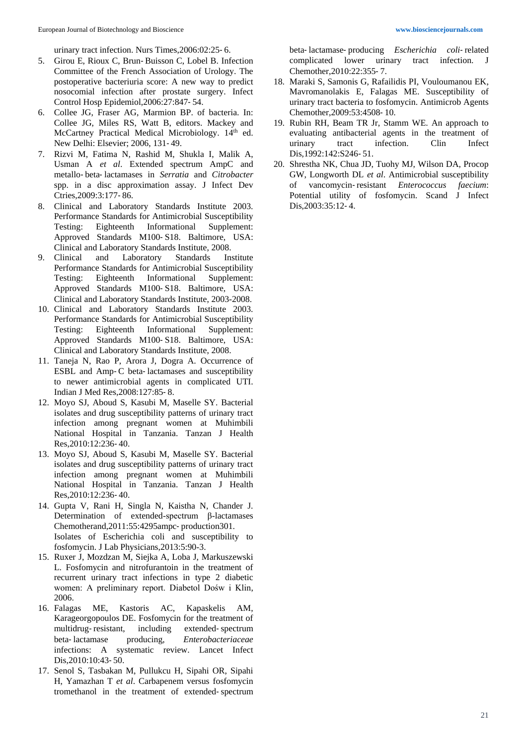urinary tract infection. Nurs Times,2006:02:25- 6.

5. Girou E, Rioux C, Brun- Buisson C, Lobel B. Infection Committee of the French Association of Urology. The postoperative bacteriuria score: A new way to predict nosocomial infection after prostate surgery. Infect Control Hosp Epidemiol,2006:27:847- 54.
6. Collee JG, Fraser AG, Marmion BP. of bacteria. In: Collee JG, Miles RS, Watt B, editors. Mackey and McCartney Practical Medical Microbiology. 14th ed. New Delhi: Elsevier; 2006, 131- 49.
7. Rizvi M, Fatima N, Rashid M, Shukla I, Malik A, Usman A *et al*. Extended spectrum AmpC and metallo- beta- lactamases in *Serratia* and *Citrobacter* spp. in a disc approximation assay. J Infect Dev Ctries,2009:3:177- 86.
8. Clinical and Laboratory Standards Institute 2003. Performance Standards for Antimicrobial Susceptibility Testing: Eighteenth Informational Supplement: Approved Standards M100- S18. Baltimore, USA: Clinical and Laboratory Standards Institute, 2008.
9. Clinical and Laboratory Standards Institute Performance Standards for Antimicrobial Susceptibility Testing: Eighteenth Informational Supplement: Approved Standards M100- S18. Baltimore, USA: Clinical and Laboratory Standards Institute, 2003-2008.
10. Clinical and Laboratory Standards Institute 2003. Performance Standards for Antimicrobial Susceptibility Testing: Eighteenth Informational Supplement: Approved Standards M100- S18. Baltimore, USA: Clinical and Laboratory Standards Institute, 2008.
11. Taneja N, Rao P, Arora J, Dogra A. Occurrence of ESBL and Amp- C beta- lactamases and susceptibility to newer antimicrobial agents in complicated UTI. Indian J Med Res,2008:127:85- 8.
12. Moyo SJ, Aboud S, Kasubi M, Maselle SY. Bacterial isolates and drug susceptibility patterns of urinary tract infection among pregnant women at Muhimbili National Hospital in Tanzania. Tanzan J Health Res,2010:12:236- 40.
13. Moyo SJ, Aboud S, Kasubi M, Maselle SY. Bacterial isolates and drug susceptibility patterns of urinary tract infection among pregnant women at Muhimbili National Hospital in Tanzania. Tanzan J Health Res,2010:12:236- 40.
14. Gupta V, Rani H, Singla N, Kaistha N, Chander J. Determination of extended-spectrum β-lactamases Chemotherand,2011:55:4295ampc- production301. Isolates of Escherichia coli and susceptibility to fosfomycin. J Lab Physicians,2013:5:90-3.
15. Ruxer J, Mozdzan M, Siejka A, Loba J, Markuszewski L. Fosfomycin and nitrofurantoin in the treatment of recurrent urinary tract infections in type 2 diabetic women: A preliminary report. Diabetol Dośw i Klin, 2006.
16. Falagas ME, Kastoris AC, Kapaskelis AM, Karageorgopoulos DE. Fosfomycin for the treatment of multidrug- resistant, including extended- spectrum beta- lactamase producing, *Enterobacteriaceae* infections: A systematic review. Lancet Infect Dis,2010:10:43- 50.
17. Senol S, Tasbakan M, Pullukcu H, Sipahi OR, Sipahi H, Yamazhan T *et al*. Carbapenem versus fosfomycin tromethanol in the treatment of extended- spectrum beta- lactamase- producing *Escherichia coli*- related complicated lower urinary tract infection. J Chemother,2010:22:355- 7.
18. Maraki S, Samonis G, Rafailidis PI, Vouloumanou EK, Mavromanolakis E, Falagas ME. Susceptibility of urinary tract bacteria to fosfomycin. Antimicrob Agents Chemother,2009:53:4508- 10.
19. Rubin RH, Beam TR Jr, Stamm WE. An approach to evaluating antibacterial agents in the treatment of urinary tract infection. Clin Infect Dis,1992:142:S246- 51.
20. Shrestha NK, Chua JD, Tuohy MJ, Wilson DA, Procop GW, Longworth DL *et al*. Antimicrobial susceptibility of vancomycin- resistant *Enterococcus faecium*: Potential utility of fosfomycin. Scand J Infect Dis,2003:35:12- 4.